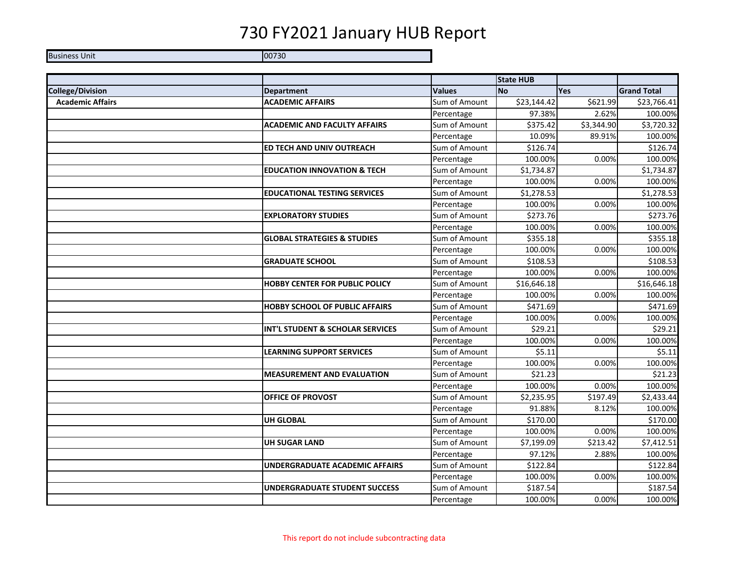# 730 FY2021 January HUB Report

| Business Unit | 00730 |
|---|---|

| | | | State HUB | | |
|---|---|---|---|---|---|
| **College/Division** | **Department** | **Values** | **No** | **Yes** | **Grand Total** |
| **Academic Affairs** | **ACADEMIC AFFAIRS** | Sum of Amount | $23,144.42 | $621.99 | $23,766.41 |
| | | Percentage | 97.38% | 2.62% | 100.00% |
| | **ACADEMIC AND FACULTY AFFAIRS** | Sum of Amount | $375.42 | $3,344.90 | $3,720.32 |
| | | Percentage | 10.09% | 89.91% | 100.00% |
| | **ED TECH AND UNIV OUTREACH** | Sum of Amount | $126.74 | | $126.74 |
| | | Percentage | 100.00% | 0.00% | 100.00% |
| | **EDUCATION INNOVATION & TECH** | Sum of Amount | $1,734.87 | | $1,734.87 |
| | | Percentage | 100.00% | 0.00% | 100.00% |
| | **EDUCATIONAL TESTING SERVICES** | Sum of Amount | $1,278.53 | | $1,278.53 |
| | | Percentage | 100.00% | 0.00% | 100.00% |
| | **EXPLORATORY STUDIES** | Sum of Amount | $273.76 | | $273.76 |
| | | Percentage | 100.00% | 0.00% | 100.00% |
| | **GLOBAL STRATEGIES & STUDIES** | Sum of Amount | $355.18 | | $355.18 |
| | | Percentage | 100.00% | 0.00% | 100.00% |
| | **GRADUATE SCHOOL** | Sum of Amount | $108.53 | | $108.53 |
| | | Percentage | 100.00% | 0.00% | 100.00% |
| | **HOBBY CENTER FOR PUBLIC POLICY** | Sum of Amount | $16,646.18 | | $16,646.18 |
| | | Percentage | 100.00% | 0.00% | 100.00% |
| | **HOBBY SCHOOL OF PUBLIC AFFAIRS** | Sum of Amount | $471.69 | | $471.69 |
| | | Percentage | 100.00% | 0.00% | 100.00% |
| | **INT'L STUDENT & SCHOLAR SERVICES** | Sum of Amount | $29.21 | | $29.21 |
| | | Percentage | 100.00% | 0.00% | 100.00% |
| | **LEARNING SUPPORT SERVICES** | Sum of Amount | $5.11 | | $5.11 |
| | | Percentage | 100.00% | 0.00% | 100.00% |
| | **MEASUREMENT AND EVALUATION** | Sum of Amount | $21.23 | | $21.23 |
| | | Percentage | 100.00% | 0.00% | 100.00% |
| | **OFFICE OF PROVOST** | Sum of Amount | $2,235.95 | $197.49 | $2,433.44 |
| | | Percentage | 91.88% | 8.12% | 100.00% |
| | **UH GLOBAL** | Sum of Amount | $170.00 | | $170.00 |
| | | Percentage | 100.00% | 0.00% | 100.00% |
| | **UH SUGAR LAND** | Sum of Amount | $7,199.09 | $213.42 | $7,412.51 |
| | | Percentage | 97.12% | 2.88% | 100.00% |
| | **UNDERGRADUATE ACADEMIC AFFAIRS** | Sum of Amount | $122.84 | | $122.84 |
| | | Percentage | 100.00% | 0.00% | 100.00% |
| | **UNDERGRADUATE STUDENT SUCCESS** | Sum of Amount | $187.54 | | $187.54 |
| | | Percentage | 100.00% | 0.00% | 100.00% |

This report do not include subcontracting data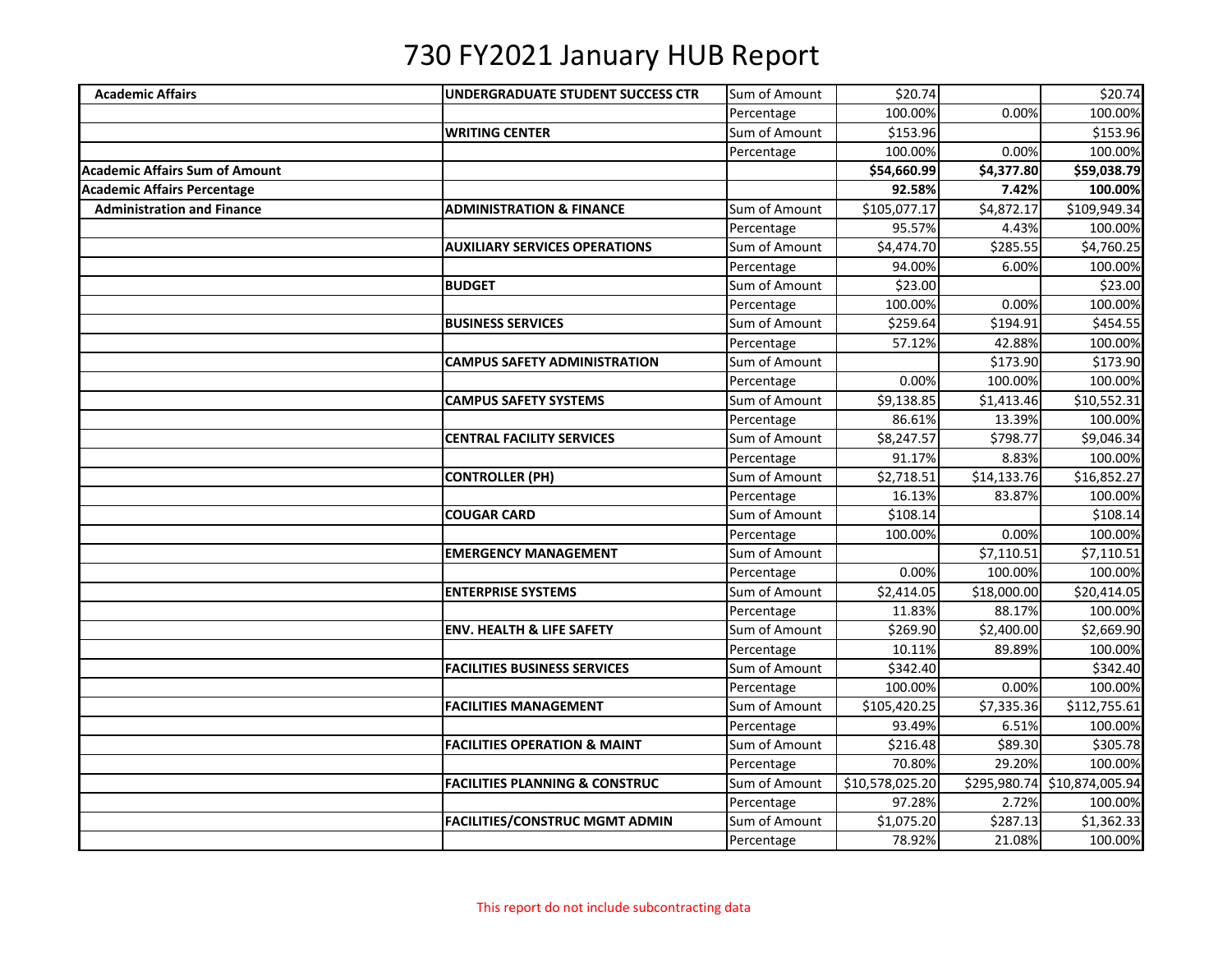# 730 FY2021 January HUB Report

| | | | | | |
|---|---|---|---|---|---|
| **Academic Affairs** | **UNDERGRADUATE STUDENT SUCCESS CTR** | Sum of Amount | $20.74 | | $20.74 |
| | | Percentage | 100.00% | 0.00% | 100.00% |
| | **WRITING CENTER** | Sum of Amount | $153.96 | | $153.96 |
| | | Percentage | 100.00% | 0.00% | 100.00% |
| **Academic Affairs Sum of Amount** | | | **$54,660.99** | **$4,377.80** | **$59,038.79** |
| **Academic Affairs Percentage** | | | **92.58%** | **7.42%** | **100.00%** |
| **Administration and Finance** | **ADMINISTRATION & FINANCE** | Sum of Amount | $105,077.17 | $4,872.17 | $109,949.34 |
| | | Percentage | 95.57% | 4.43% | 100.00% |
| | **AUXILIARY SERVICES OPERATIONS** | Sum of Amount | $4,474.70 | $285.55 | $4,760.25 |
| | | Percentage | 94.00% | 6.00% | 100.00% |
| | **BUDGET** | Sum of Amount | $23.00 | | $23.00 |
| | | Percentage | 100.00% | 0.00% | 100.00% |
| | **BUSINESS SERVICES** | Sum of Amount | $259.64 | $194.91 | $454.55 |
| | | Percentage | 57.12% | 42.88% | 100.00% |
| | **CAMPUS SAFETY ADMINISTRATION** | Sum of Amount | | $173.90 | $173.90 |
| | | Percentage | 0.00% | 100.00% | 100.00% |
| | **CAMPUS SAFETY SYSTEMS** | Sum of Amount | $9,138.85 | $1,413.46 | $10,552.31 |
| | | Percentage | 86.61% | 13.39% | 100.00% |
| | **CENTRAL FACILITY SERVICES** | Sum of Amount | $8,247.57 | $798.77 | $9,046.34 |
| | | Percentage | 91.17% | 8.83% | 100.00% |
| | **CONTROLLER (PH)** | Sum of Amount | $2,718.51 | $14,133.76 | $16,852.27 |
| | | Percentage | 16.13% | 83.87% | 100.00% |
| | **COUGAR CARD** | Sum of Amount | $108.14 | | $108.14 |
| | | Percentage | 100.00% | 0.00% | 100.00% |
| | **EMERGENCY MANAGEMENT** | Sum of Amount | | $7,110.51 | $7,110.51 |
| | | Percentage | 0.00% | 100.00% | 100.00% |
| | **ENTERPRISE SYSTEMS** | Sum of Amount | $2,414.05 | $18,000.00 | $20,414.05 |
| | | Percentage | 11.83% | 88.17% | 100.00% |
| | **ENV. HEALTH & LIFE SAFETY** | Sum of Amount | $269.90 | $2,400.00 | $2,669.90 |
| | | Percentage | 10.11% | 89.89% | 100.00% |
| | **FACILITIES BUSINESS SERVICES** | Sum of Amount | $342.40 | | $342.40 |
| | | Percentage | 100.00% | 0.00% | 100.00% |
| | **FACILITIES MANAGEMENT** | Sum of Amount | $105,420.25 | $7,335.36 | $112,755.61 |
| | | Percentage | 93.49% | 6.51% | 100.00% |
| | **FACILITIES OPERATION & MAINT** | Sum of Amount | $216.48 | $89.30 | $305.78 |
| | | Percentage | 70.80% | 29.20% | 100.00% |
| | **FACILITIES PLANNING & CONSTRUC** | Sum of Amount | $10,578,025.20 | $295,980.74 | $10,874,005.94 |
| | | Percentage | 97.28% | 2.72% | 100.00% |
| | **FACILITIES/CONSTRUC MGMT ADMIN** | Sum of Amount | $1,075.20 | $287.13 | $1,362.33 |
| | | Percentage | 78.92% | 21.08% | 100.00% |

This report do not include subcontracting data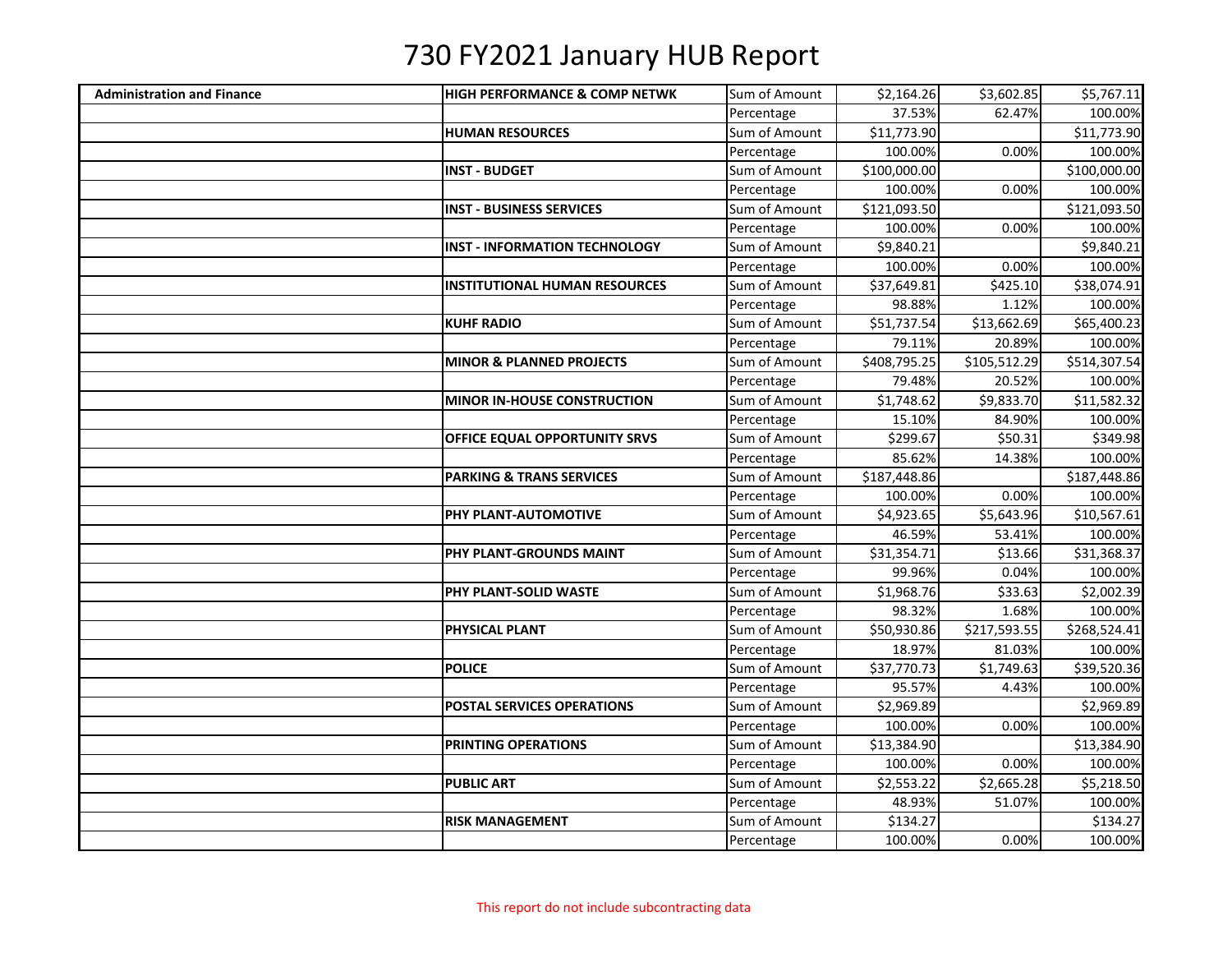# 730 FY2021 January HUB Report

| | | | | | |
|---|---|---|---|---|---|
| **Administration and Finance** | **HIGH PERFORMANCE & COMP NETWK** | Sum of Amount | $2,164.26 | $3,602.85 | $5,767.11 |
| | | Percentage | 37.53% | 62.47% | 100.00% |
| | **HUMAN RESOURCES** | Sum of Amount | $11,773.90 | | $11,773.90 |
| | | Percentage | 100.00% | 0.00% | 100.00% |
| | **INST - BUDGET** | Sum of Amount | $100,000.00 | | $100,000.00 |
| | | Percentage | 100.00% | 0.00% | 100.00% |
| | **INST - BUSINESS SERVICES** | Sum of Amount | $121,093.50 | | $121,093.50 |
| | | Percentage | 100.00% | 0.00% | 100.00% |
| | **INST - INFORMATION TECHNOLOGY** | Sum of Amount | $9,840.21 | | $9,840.21 |
| | | Percentage | 100.00% | 0.00% | 100.00% |
| | **INSTITUTIONAL HUMAN RESOURCES** | Sum of Amount | $37,649.81 | $425.10 | $38,074.91 |
| | | Percentage | 98.88% | 1.12% | 100.00% |
| | **KUHF RADIO** | Sum of Amount | $51,737.54 | $13,662.69 | $65,400.23 |
| | | Percentage | 79.11% | 20.89% | 100.00% |
| | **MINOR & PLANNED PROJECTS** | Sum of Amount | $408,795.25 | $105,512.29 | $514,307.54 |
| | | Percentage | 79.48% | 20.52% | 100.00% |
| | **MINOR IN-HOUSE CONSTRUCTION** | Sum of Amount | $1,748.62 | $9,833.70 | $11,582.32 |
| | | Percentage | 15.10% | 84.90% | 100.00% |
| | **OFFICE EQUAL OPPORTUNITY SRVS** | Sum of Amount | $299.67 | $50.31 | $349.98 |
| | | Percentage | 85.62% | 14.38% | 100.00% |
| | **PARKING & TRANS SERVICES** | Sum of Amount | $187,448.86 | | $187,448.86 |
| | | Percentage | 100.00% | 0.00% | 100.00% |
| | **PHY PLANT-AUTOMOTIVE** | Sum of Amount | $4,923.65 | $5,643.96 | $10,567.61 |
| | | Percentage | 46.59% | 53.41% | 100.00% |
| | **PHY PLANT-GROUNDS MAINT** | Sum of Amount | $31,354.71 | $13.66 | $31,368.37 |
| | | Percentage | 99.96% | 0.04% | 100.00% |
| | **PHY PLANT-SOLID WASTE** | Sum of Amount | $1,968.76 | $33.63 | $2,002.39 |
| | | Percentage | 98.32% | 1.68% | 100.00% |
| | **PHYSICAL PLANT** | Sum of Amount | $50,930.86 | $217,593.55 | $268,524.41 |
| | | Percentage | 18.97% | 81.03% | 100.00% |
| | **POLICE** | Sum of Amount | $37,770.73 | $1,749.63 | $39,520.36 |
| | | Percentage | 95.57% | 4.43% | 100.00% |
| | **POSTAL SERVICES OPERATIONS** | Sum of Amount | $2,969.89 | | $2,969.89 |
| | | Percentage | 100.00% | 0.00% | 100.00% |
| | **PRINTING OPERATIONS** | Sum of Amount | $13,384.90 | | $13,384.90 |
| | | Percentage | 100.00% | 0.00% | 100.00% |
| | **PUBLIC ART** | Sum of Amount | $2,553.22 | $2,665.28 | $5,218.50 |
| | | Percentage | 48.93% | 51.07% | 100.00% |
| | **RISK MANAGEMENT** | Sum of Amount | $134.27 | | $134.27 |
| | | Percentage | 100.00% | 0.00% | 100.00% |

This report do not include subcontracting data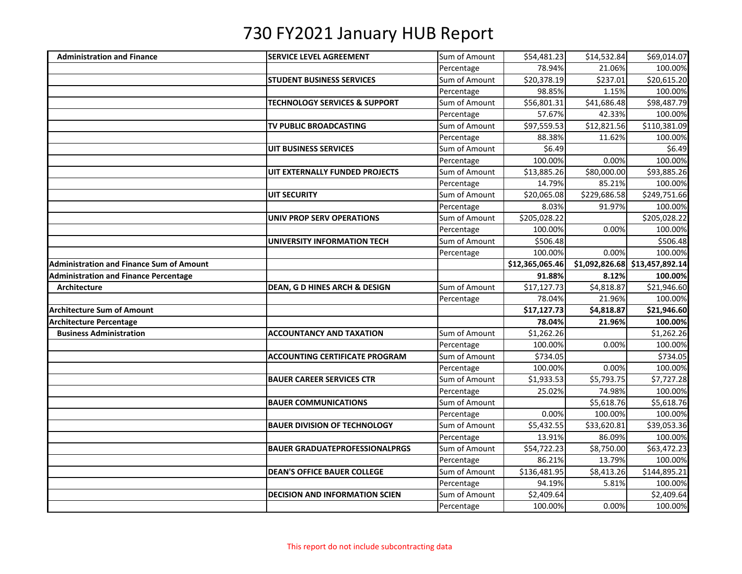# 730 FY2021 January HUB Report

| | | | | | |
|---|---|---|---|---|---|
| **Administration and Finance** | **SERVICE LEVEL AGREEMENT** | Sum of Amount | $54,481.23 | $14,532.84 | $69,014.07 |
| | | Percentage | 78.94% | 21.06% | 100.00% |
| | **STUDENT BUSINESS SERVICES** | Sum of Amount | $20,378.19 | $237.01 | $20,615.20 |
| | | Percentage | 98.85% | 1.15% | 100.00% |
| | **TECHNOLOGY SERVICES & SUPPORT** | Sum of Amount | $56,801.31 | $41,686.48 | $98,487.79 |
| | | Percentage | 57.67% | 42.33% | 100.00% |
| | **TV PUBLIC BROADCASTING** | Sum of Amount | $97,559.53 | $12,821.56 | $110,381.09 |
| | | Percentage | 88.38% | 11.62% | 100.00% |
| | **UIT BUSINESS SERVICES** | Sum of Amount | $6.49 | | $6.49 |
| | | Percentage | 100.00% | 0.00% | 100.00% |
| | **UIT EXTERNALLY FUNDED PROJECTS** | Sum of Amount | $13,885.26 | $80,000.00 | $93,885.26 |
| | | Percentage | 14.79% | 85.21% | 100.00% |
| | **UIT SECURITY** | Sum of Amount | $20,065.08 | $229,686.58 | $249,751.66 |
| | | Percentage | 8.03% | 91.97% | 100.00% |
| | **UNIV PROP SERV OPERATIONS** | Sum of Amount | $205,028.22 | | $205,028.22 |
| | | Percentage | 100.00% | 0.00% | 100.00% |
| | **UNIVERSITY INFORMATION TECH** | Sum of Amount | $506.48 | | $506.48 |
| | | Percentage | 100.00% | 0.00% | 100.00% |
| **Administration and Finance Sum of Amount** | | | **$12,365,065.46** | **$1,092,826.68** | **$13,457,892.14** |
| **Administration and Finance Percentage** | | | **91.88%** | **8.12%** | **100.00%** |
| **Architecture** | **DEAN, G D HINES ARCH & DESIGN** | Sum of Amount | $17,127.73 | $4,818.87 | $21,946.60 |
| | | Percentage | 78.04% | 21.96% | 100.00% |
| **Architecture Sum of Amount** | | | **$17,127.73** | **$4,818.87** | **$21,946.60** |
| **Architecture Percentage** | | | **78.04%** | **21.96%** | **100.00%** |
| **Business Administration** | **ACCOUNTANCY AND TAXATION** | Sum of Amount | $1,262.26 | | $1,262.26 |
| | | Percentage | 100.00% | 0.00% | 100.00% |
| | **ACCOUNTING CERTIFICATE PROGRAM** | Sum of Amount | $734.05 | | $734.05 |
| | | Percentage | 100.00% | 0.00% | 100.00% |
| | **BAUER CAREER SERVICES CTR** | Sum of Amount | $1,933.53 | $5,793.75 | $7,727.28 |
| | | Percentage | 25.02% | 74.98% | 100.00% |
| | **BAUER COMMUNICATIONS** | Sum of Amount | | $5,618.76 | $5,618.76 |
| | | Percentage | 0.00% | 100.00% | 100.00% |
| | **BAUER DIVISION OF TECHNOLOGY** | Sum of Amount | $5,432.55 | $33,620.81 | $39,053.36 |
| | | Percentage | 13.91% | 86.09% | 100.00% |
| | **BAUER GRADUATEPROFESSIONALPRGS** | Sum of Amount | $54,722.23 | $8,750.00 | $63,472.23 |
| | | Percentage | 86.21% | 13.79% | 100.00% |
| | **DEAN'S OFFICE BAUER COLLEGE** | Sum of Amount | $136,481.95 | $8,413.26 | $144,895.21 |
| | | Percentage | 94.19% | 5.81% | 100.00% |
| | **DECISION AND INFORMATION SCIEN** | Sum of Amount | $2,409.64 | | $2,409.64 |
| | | Percentage | 100.00% | 0.00% | 100.00% |

This report do not include subcontracting data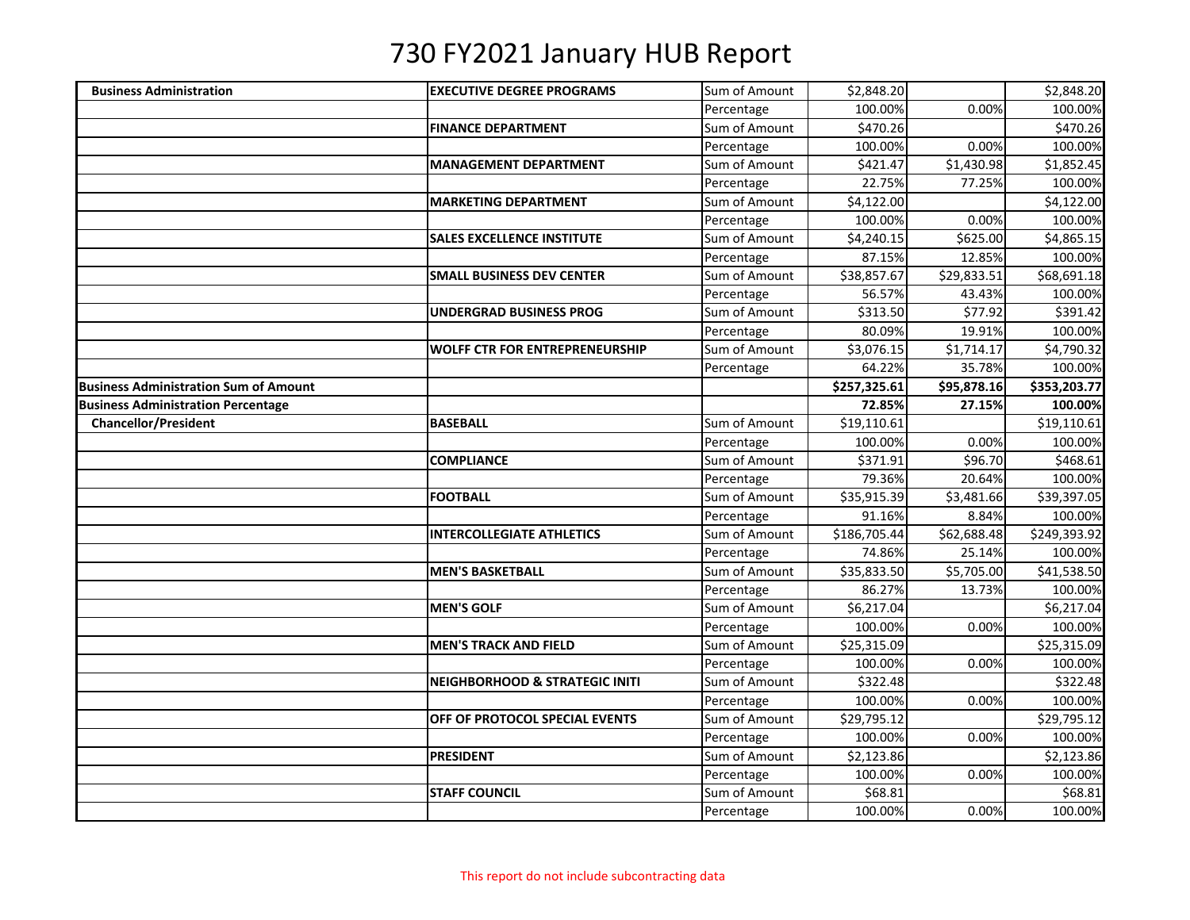# 730 FY2021 January HUB Report

| | | | | | |
|---|---|---|---|---|---|
| **Business Administration** | **EXECUTIVE DEGREE PROGRAMS** | Sum of Amount | $2,848.20 | | $2,848.20 |
| | | Percentage | 100.00% | 0.00% | 100.00% |
| | **FINANCE DEPARTMENT** | Sum of Amount | $470.26 | | $470.26 |
| | | Percentage | 100.00% | 0.00% | 100.00% |
| | **MANAGEMENT DEPARTMENT** | Sum of Amount | $421.47 | $1,430.98 | $1,852.45 |
| | | Percentage | 22.75% | 77.25% | 100.00% |
| | **MARKETING DEPARTMENT** | Sum of Amount | $4,122.00 | | $4,122.00 |
| | | Percentage | 100.00% | 0.00% | 100.00% |
| | **SALES EXCELLENCE INSTITUTE** | Sum of Amount | $4,240.15 | $625.00 | $4,865.15 |
| | | Percentage | 87.15% | 12.85% | 100.00% |
| | **SMALL BUSINESS DEV CENTER** | Sum of Amount | $38,857.67 | $29,833.51 | $68,691.18 |
| | | Percentage | 56.57% | 43.43% | 100.00% |
| | **UNDERGRAD BUSINESS PROG** | Sum of Amount | $313.50 | $77.92 | $391.42 |
| | | Percentage | 80.09% | 19.91% | 100.00% |
| | **WOLFF CTR FOR ENTREPRENEURSHIP** | Sum of Amount | $3,076.15 | $1,714.17 | $4,790.32 |
| | | Percentage | 64.22% | 35.78% | 100.00% |
| **Business Administration Sum of Amount** | | | **$257,325.61** | **$95,878.16** | **$353,203.77** |
| **Business Administration Percentage** | | | **72.85%** | **27.15%** | **100.00%** |
| **Chancellor/President** | **BASEBALL** | Sum of Amount | $19,110.61 | | $19,110.61 |
| | | Percentage | 100.00% | 0.00% | 100.00% |
| | **COMPLIANCE** | Sum of Amount | $371.91 | $96.70 | $468.61 |
| | | Percentage | 79.36% | 20.64% | 100.00% |
| | **FOOTBALL** | Sum of Amount | $35,915.39 | $3,481.66 | $39,397.05 |
| | | Percentage | 91.16% | 8.84% | 100.00% |
| | **INTERCOLLEGIATE ATHLETICS** | Sum of Amount | $186,705.44 | $62,688.48 | $249,393.92 |
| | | Percentage | 74.86% | 25.14% | 100.00% |
| | **MEN'S BASKETBALL** | Sum of Amount | $35,833.50 | $5,705.00 | $41,538.50 |
| | | Percentage | 86.27% | 13.73% | 100.00% |
| | **MEN'S GOLF** | Sum of Amount | $6,217.04 | | $6,217.04 |
| | | Percentage | 100.00% | 0.00% | 100.00% |
| | **MEN'S TRACK AND FIELD** | Sum of Amount | $25,315.09 | | $25,315.09 |
| | | Percentage | 100.00% | 0.00% | 100.00% |
| | **NEIGHBORHOOD & STRATEGIC INITI** | Sum of Amount | $322.48 | | $322.48 |
| | | Percentage | 100.00% | 0.00% | 100.00% |
| | **OFF OF PROTOCOL SPECIAL EVENTS** | Sum of Amount | $29,795.12 | | $29,795.12 |
| | | Percentage | 100.00% | 0.00% | 100.00% |
| | **PRESIDENT** | Sum of Amount | $2,123.86 | | $2,123.86 |
| | | Percentage | 100.00% | 0.00% | 100.00% |
| | **STAFF COUNCIL** | Sum of Amount | $68.81 | | $68.81 |
| | | Percentage | 100.00% | 0.00% | 100.00% |

This report do not include subcontracting data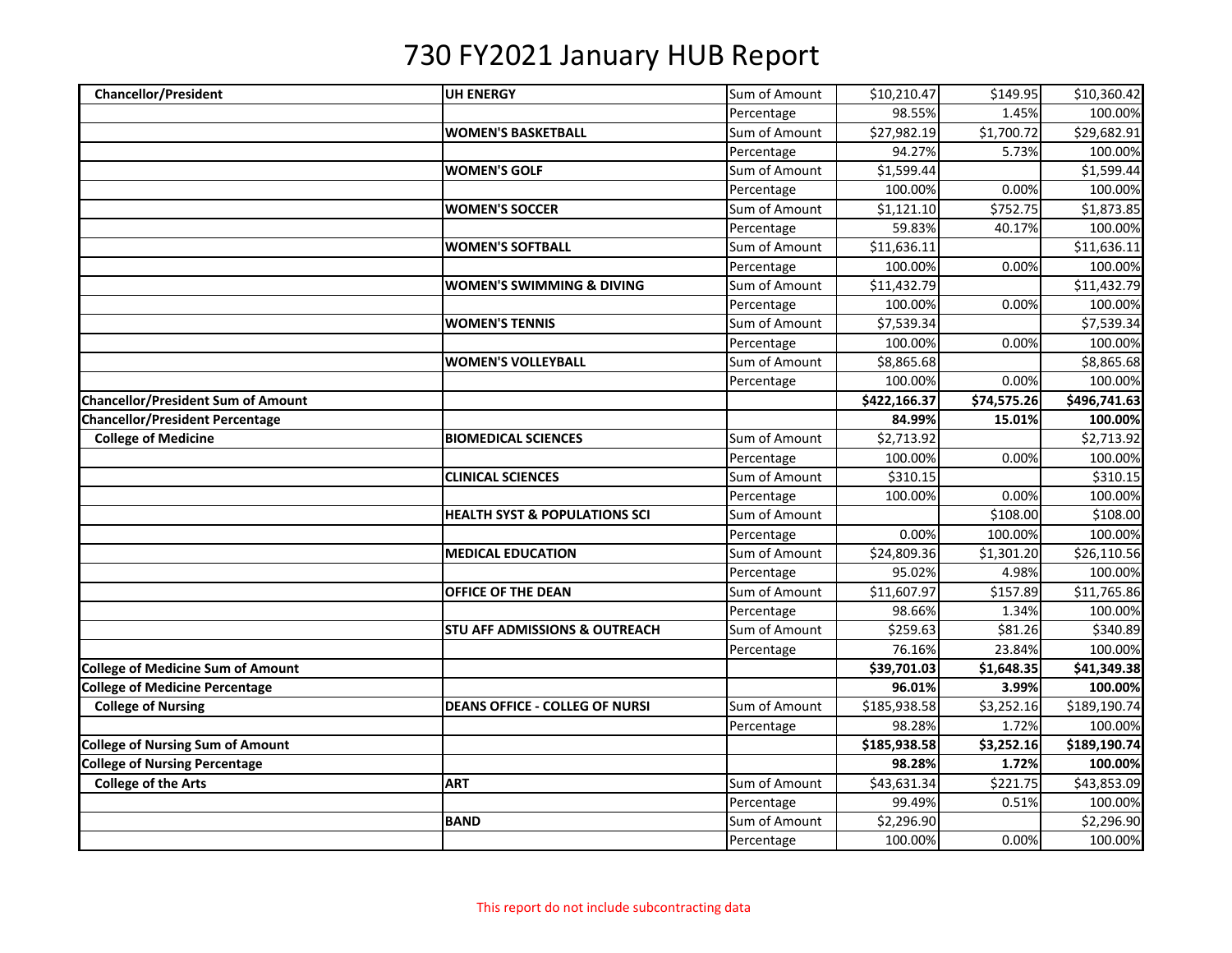# 730 FY2021 January HUB Report

| | | | | | |
|---|---|---|---|---|---|
| **Chancellor/President** | **UH ENERGY** | Sum of Amount | $10,210.47 | $149.95 | $10,360.42 |
| | | Percentage | 98.55% | 1.45% | 100.00% |
| | **WOMEN'S BASKETBALL** | Sum of Amount | $27,982.19 | $1,700.72 | $29,682.91 |
| | | Percentage | 94.27% | 5.73% | 100.00% |
| | **WOMEN'S GOLF** | Sum of Amount | $1,599.44 | | $1,599.44 |
| | | Percentage | 100.00% | 0.00% | 100.00% |
| | **WOMEN'S SOCCER** | Sum of Amount | $1,121.10 | $752.75 | $1,873.85 |
| | | Percentage | 59.83% | 40.17% | 100.00% |
| | **WOMEN'S SOFTBALL** | Sum of Amount | $11,636.11 | | $11,636.11 |
| | | Percentage | 100.00% | 0.00% | 100.00% |
| | **WOMEN'S SWIMMING & DIVING** | Sum of Amount | $11,432.79 | | $11,432.79 |
| | | Percentage | 100.00% | 0.00% | 100.00% |
| | **WOMEN'S TENNIS** | Sum of Amount | $7,539.34 | | $7,539.34 |
| | | Percentage | 100.00% | 0.00% | 100.00% |
| | **WOMEN'S VOLLEYBALL** | Sum of Amount | $8,865.68 | | $8,865.68 |
| | | Percentage | 100.00% | 0.00% | 100.00% |
| **Chancellor/President Sum of Amount** | | | **$422,166.37** | **$74,575.26** | **$496,741.63** |
| **Chancellor/President Percentage** | | | **84.99%** | **15.01%** | **100.00%** |
| **College of Medicine** | **BIOMEDICAL SCIENCES** | Sum of Amount | $2,713.92 | | $2,713.92 |
| | | Percentage | 100.00% | 0.00% | 100.00% |
| | **CLINICAL SCIENCES** | Sum of Amount | $310.15 | | $310.15 |
| | | Percentage | 100.00% | 0.00% | 100.00% |
| | **HEALTH SYST & POPULATIONS SCI** | Sum of Amount | | $108.00 | $108.00 |
| | | Percentage | 0.00% | 100.00% | 100.00% |
| | **MEDICAL EDUCATION** | Sum of Amount | $24,809.36 | $1,301.20 | $26,110.56 |
| | | Percentage | 95.02% | 4.98% | 100.00% |
| | **OFFICE OF THE DEAN** | Sum of Amount | $11,607.97 | $157.89 | $11,765.86 |
| | | Percentage | 98.66% | 1.34% | 100.00% |
| | **STU AFF ADMISSIONS & OUTREACH** | Sum of Amount | $259.63 | $81.26 | $340.89 |
| | | Percentage | 76.16% | 23.84% | 100.00% |
| **College of Medicine Sum of Amount** | | | **$39,701.03** | **$1,648.35** | **$41,349.38** |
| **College of Medicine Percentage** | | | **96.01%** | **3.99%** | **100.00%** |
| **College of Nursing** | **DEANS OFFICE - COLLEGE OF NURSI** | Sum of Amount | $185,938.58 | $3,252.16 | $189,190.74 |
| | | Percentage | 98.28% | 1.72% | 100.00% |
| **College of Nursing Sum of Amount** | | | **$185,938.58** | **$3,252.16** | **$189,190.74** |
| **College of Nursing Percentage** | | | **98.28%** | **1.72%** | **100.00%** |
| **College of the Arts** | **ART** | Sum of Amount | $43,631.34 | $221.75 | $43,853.09 |
| | | Percentage | 99.49% | 0.51% | 100.00% |
| | **BAND** | Sum of Amount | $2,296.90 | | $2,296.90 |
| | | Percentage | 100.00% | 0.00% | 100.00% |

This report do not include subcontracting data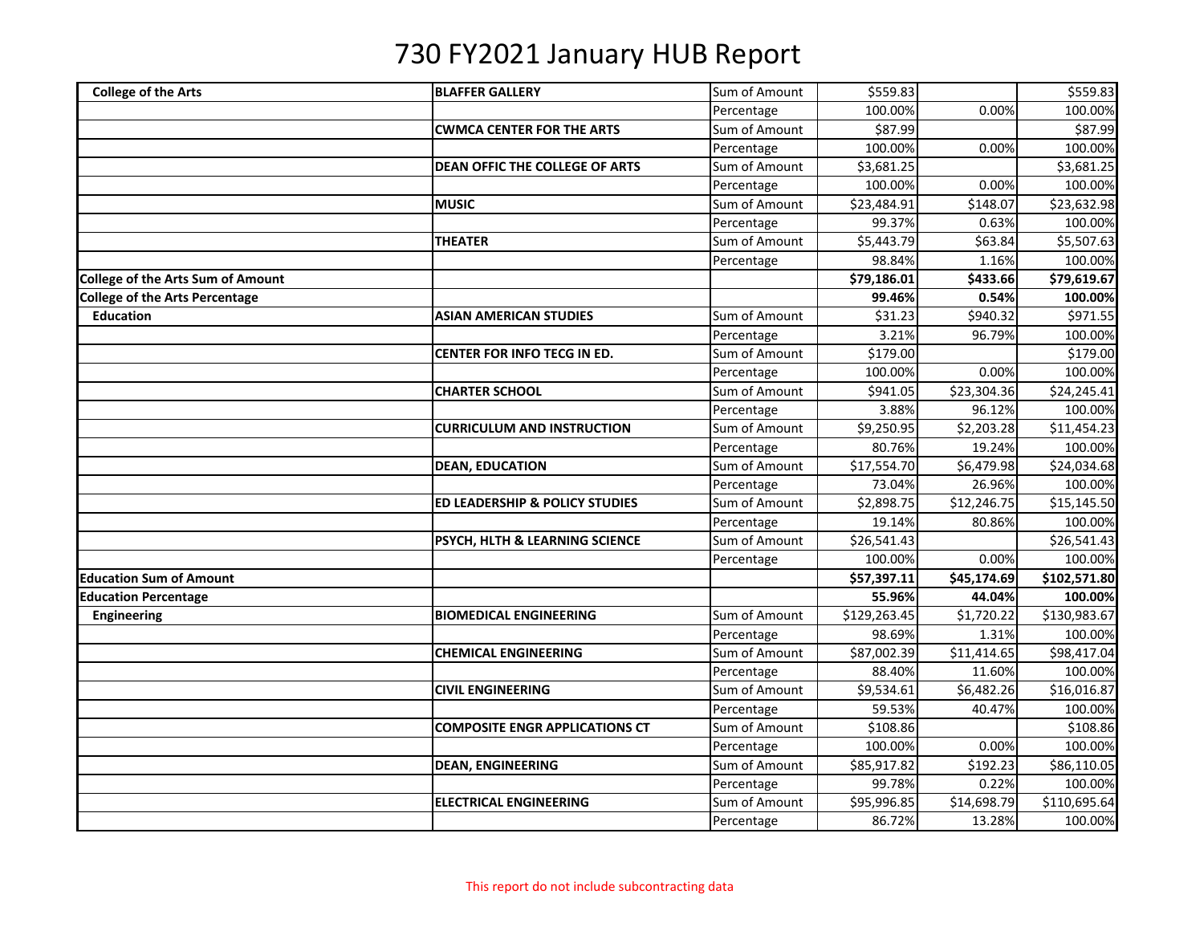# 730 FY2021 January HUB Report

| | | | | | |
|---|---|---|---|---|---|
| **College of the Arts** | **BLAFFER GALLERY** | Sum of Amount | $559.83 | | $559.83 |
| | | Percentage | 100.00% | 0.00% | 100.00% |
| | **CWMCA CENTER FOR THE ARTS** | Sum of Amount | $87.99 | | $87.99 |
| | | Percentage | 100.00% | 0.00% | 100.00% |
| | **DEAN OFFIC THE COLLEGE OF ARTS** | Sum of Amount | $3,681.25 | | $3,681.25 |
| | | Percentage | 100.00% | 0.00% | 100.00% |
| | **MUSIC** | Sum of Amount | $23,484.91 | $148.07 | $23,632.98 |
| | | Percentage | 99.37% | 0.63% | 100.00% |
| | **THEATER** | Sum of Amount | $5,443.79 | $63.84 | $5,507.63 |
| | | Percentage | 98.84% | 1.16% | 100.00% |
| **College of the Arts Sum of Amount** | | | **$79,186.01** | **$433.66** | **$79,619.67** |
| **College of the Arts Percentage** | | | **99.46%** | **0.54%** | **100.00%** |
| **Education** | **ASIAN AMERICAN STUDIES** | Sum of Amount | $31.23 | $940.32 | $971.55 |
| | | Percentage | 3.21% | 96.79% | 100.00% |
| | **CENTER FOR INFO TECG IN ED.** | Sum of Amount | $179.00 | | $179.00 |
| | | Percentage | 100.00% | 0.00% | 100.00% |
| | **CHARTER SCHOOL** | Sum of Amount | $941.05 | $23,304.36 | $24,245.41 |
| | | Percentage | 3.88% | 96.12% | 100.00% |
| | **CURRICULUM AND INSTRUCTION** | Sum of Amount | $9,250.95 | $2,203.28 | $11,454.23 |
| | | Percentage | 80.76% | 19.24% | 100.00% |
| | **DEAN, EDUCATION** | Sum of Amount | $17,554.70 | $6,479.98 | $24,034.68 |
| | | Percentage | 73.04% | 26.96% | 100.00% |
| | **ED LEADERSHIP & POLICY STUDIES** | Sum of Amount | $2,898.75 | $12,246.75 | $15,145.50 |
| | | Percentage | 19.14% | 80.86% | 100.00% |
| | **PSYCH, HLTH & LEARNING SCIENCE** | Sum of Amount | $26,541.43 | | $26,541.43 |
| | | Percentage | 100.00% | 0.00% | 100.00% |
| **Education Sum of Amount** | | | **$57,397.11** | **$45,174.69** | **$102,571.80** |
| **Education Percentage** | | | **55.96%** | **44.04%** | **100.00%** |
| **Engineering** | **BIOMEDICAL ENGINEERING** | Sum of Amount | $129,263.45 | $1,720.22 | $130,983.67 |
| | | Percentage | 98.69% | 1.31% | 100.00% |
| | **CHEMICAL ENGINEERING** | Sum of Amount | $87,002.39 | $11,414.65 | $98,417.04 |
| | | Percentage | 88.40% | 11.60% | 100.00% |
| | **CIVIL ENGINEERING** | Sum of Amount | $9,534.61 | $6,482.26 | $16,016.87 |
| | | Percentage | 59.53% | 40.47% | 100.00% |
| | **COMPOSITE ENGR APPLICATIONS CT** | Sum of Amount | $108.86 | | $108.86 |
| | | Percentage | 100.00% | 0.00% | 100.00% |
| | **DEAN, ENGINEERING** | Sum of Amount | $85,917.82 | $192.23 | $86,110.05 |
| | | Percentage | 99.78% | 0.22% | 100.00% |
| | **ELECTRICAL ENGINEERING** | Sum of Amount | $95,996.85 | $14,698.79 | $110,695.64 |
| | | Percentage | 86.72% | 13.28% | 100.00% |

This report do not include subcontracting data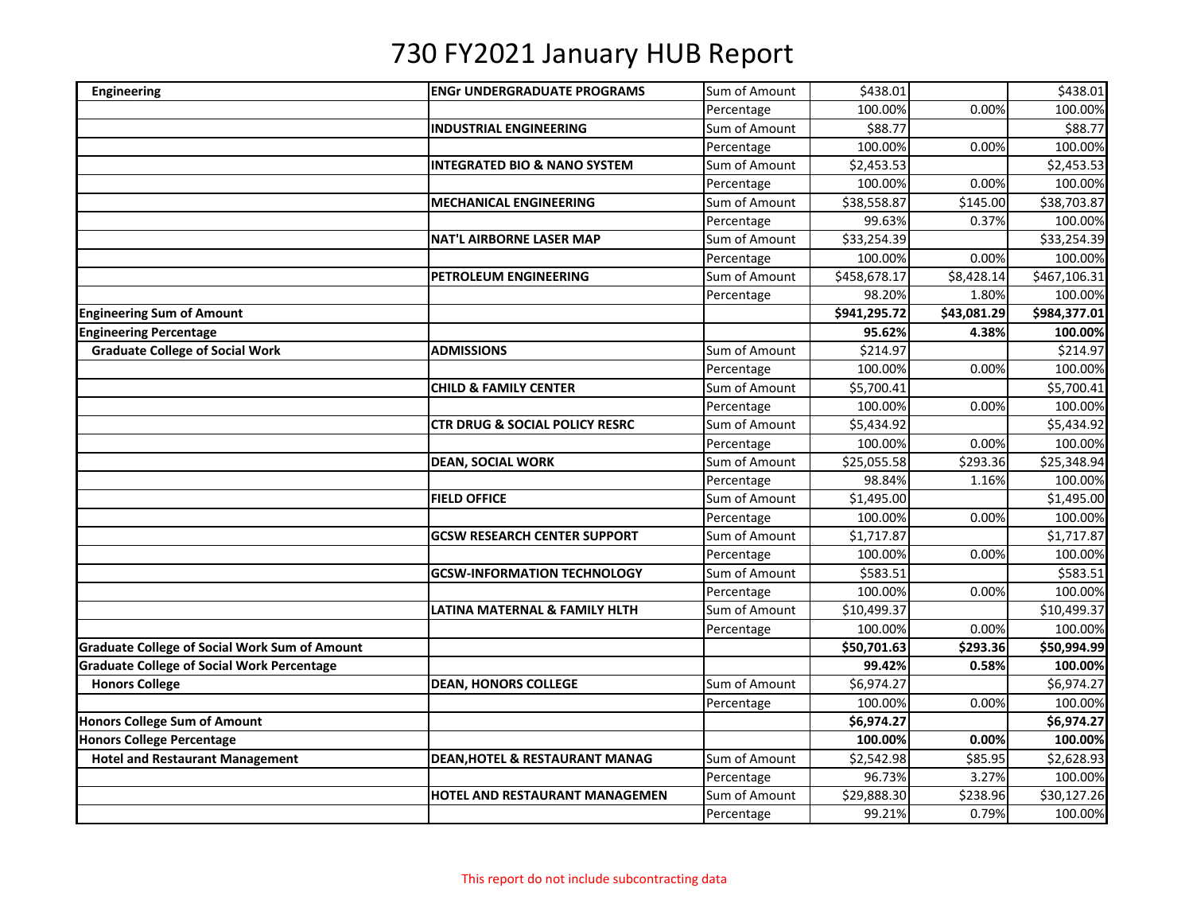# 730 FY2021 January HUB Report

| | | | | | |
|---|---|---|---|---|---|
| **Engineering** | **ENGr UNDERGRADUATE PROGRAMS** | Sum of Amount | $438.01 | | $438.01 |
| | | Percentage | 100.00% | 0.00% | 100.00% |
| | **INDUSTRIAL ENGINEERING** | Sum of Amount | $88.77 | | $88.77 |
| | | Percentage | 100.00% | 0.00% | 100.00% |
| | **INTEGRATED BIO & NANO SYSTEM** | Sum of Amount | $2,453.53 | | $2,453.53 |
| | | Percentage | 100.00% | 0.00% | 100.00% |
| | **MECHANICAL ENGINEERING** | Sum of Amount | $38,558.87 | $145.00 | $38,703.87 |
| | | Percentage | 99.63% | 0.37% | 100.00% |
| | **NAT'L AIRBORNE LASER MAP** | Sum of Amount | $33,254.39 | | $33,254.39 |
| | | Percentage | 100.00% | 0.00% | 100.00% |
| | **PETROLEUM ENGINEERING** | Sum of Amount | $458,678.17 | $8,428.14 | $467,106.31 |
| | | Percentage | 98.20% | 1.80% | 100.00% |
| **Engineering Sum of Amount** | | | **$941,295.72** | **$43,081.29** | **$984,377.01** |
| **Engineering Percentage** | | | **95.62%** | **4.38%** | **100.00%** |
| **Graduate College of Social Work** | **ADMISSIONS** | Sum of Amount | $214.97 | | $214.97 |
| | | Percentage | 100.00% | 0.00% | 100.00% |
| | **CHILD & FAMILY CENTER** | Sum of Amount | $5,700.41 | | $5,700.41 |
| | | Percentage | 100.00% | 0.00% | 100.00% |
| | **CTR DRUG & SOCIAL POLICY RESRC** | Sum of Amount | $5,434.92 | | $5,434.92 |
| | | Percentage | 100.00% | 0.00% | 100.00% |
| | **DEAN, SOCIAL WORK** | Sum of Amount | $25,055.58 | $293.36 | $25,348.94 |
| | | Percentage | 98.84% | 1.16% | 100.00% |
| | **FIELD OFFICE** | Sum of Amount | $1,495.00 | | $1,495.00 |
| | | Percentage | 100.00% | 0.00% | 100.00% |
| | **GCSW RESEARCH CENTER SUPPORT** | Sum of Amount | $1,717.87 | | $1,717.87 |
| | | Percentage | 100.00% | 0.00% | 100.00% |
| | **GCSW-INFORMATION TECHNOLOGY** | Sum of Amount | $583.51 | | $583.51 |
| | | Percentage | 100.00% | 0.00% | 100.00% |
| | **LATINA MATERNAL & FAMILY HLTH** | Sum of Amount | $10,499.37 | | $10,499.37 |
| | | Percentage | 100.00% | 0.00% | 100.00% |
| **Graduate College of Social Work Sum of Amount** | | | **$50,701.63** | **$293.36** | **$50,994.99** |
| **Graduate College of Social Work Percentage** | | | **99.42%** | **0.58%** | **100.00%** |
| **Honors College** | **DEAN, HONORS COLLEGE** | Sum of Amount | $6,974.27 | | $6,974.27 |
| | | Percentage | 100.00% | 0.00% | 100.00% |
| **Honors College Sum of Amount** | | | **$6,974.27** | | **$6,974.27** |
| **Honors College Percentage** | | | **100.00%** | **0.00%** | **100.00%** |
| **Hotel and Restaurant Management** | **DEAN,HOTEL & RESTAURANT MANAG** | Sum of Amount | $2,542.98 | $85.95 | $2,628.93 |
| | | Percentage | 96.73% | 3.27% | 100.00% |
| | **HOTEL AND RESTAURANT MANAGEMEN** | Sum of Amount | $29,888.30 | $238.96 | $30,127.26 |
| | | Percentage | 99.21% | 0.79% | 100.00% |

This report do not include subcontracting data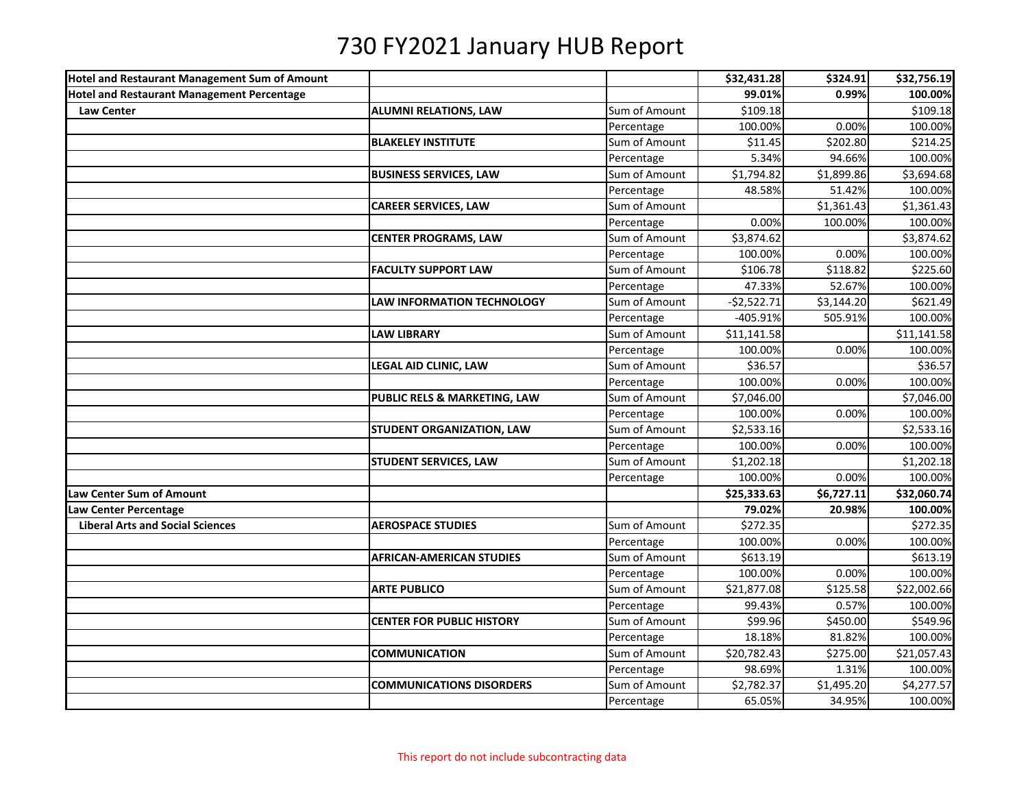# 730 FY2021 January HUB Report

| | | | | | |
|---|---|---|---|---|---|
| **Hotel and Restaurant Management Sum of Amount** | | | **$32,431.28** | **$324.91** | **$32,756.19** |
| **Hotel and Restaurant Management Percentage** | | | **99.01%** | **0.99%** | **100.00%** |
| **Law Center** | **ALUMNI RELATIONS, LAW** | Sum of Amount | $109.18 | | $109.18 |
| | | Percentage | 100.00% | 0.00% | 100.00% |
| | **BLAKELEY INSTITUTE** | Sum of Amount | $11.45 | $202.80 | $214.25 |
| | | Percentage | 5.34% | 94.66% | 100.00% |
| | **BUSINESS SERVICES, LAW** | Sum of Amount | $1,794.82 | $1,899.86 | $3,694.68 |
| | | Percentage | 48.58% | 51.42% | 100.00% |
| | **CAREER SERVICES, LAW** | Sum of Amount | | $1,361.43 | $1,361.43 |
| | | Percentage | 0.00% | 100.00% | 100.00% |
| | **CENTER PROGRAMS, LAW** | Sum of Amount | $3,874.62 | | $3,874.62 |
| | | Percentage | 100.00% | 0.00% | 100.00% |
| | **FACULTY SUPPORT LAW** | Sum of Amount | $106.78 | $118.82 | $225.60 |
| | | Percentage | 47.33% | 52.67% | 100.00% |
| | **LAW INFORMATION TECHNOLOGY** | Sum of Amount | -$2,522.71 | $3,144.20 | $621.49 |
| | | Percentage | -405.91% | 505.91% | 100.00% |
| | **LAW LIBRARY** | Sum of Amount | $11,141.58 | | $11,141.58 |
| | | Percentage | 100.00% | 0.00% | 100.00% |
| | **LEGAL AID CLINIC, LAW** | Sum of Amount | $36.57 | | $36.57 |
| | | Percentage | 100.00% | 0.00% | 100.00% |
| | **PUBLIC RELS & MARKETING, LAW** | Sum of Amount | $7,046.00 | | $7,046.00 |
| | | Percentage | 100.00% | 0.00% | 100.00% |
| | **STUDENT ORGANIZATION, LAW** | Sum of Amount | $2,533.16 | | $2,533.16 |
| | | Percentage | 100.00% | 0.00% | 100.00% |
| | **STUDENT SERVICES, LAW** | Sum of Amount | $1,202.18 | | $1,202.18 |
| | | Percentage | 100.00% | 0.00% | 100.00% |
| **Law Center Sum of Amount** | | | **$25,333.63** | **$6,727.11** | **$32,060.74** |
| **Law Center Percentage** | | | **79.02%** | **20.98%** | **100.00%** |
| **Liberal Arts and Social Sciences** | **AEROSPACE STUDIES** | Sum of Amount | $272.35 | | $272.35 |
| | | Percentage | 100.00% | 0.00% | 100.00% |
| | **AFRICAN-AMERICAN STUDIES** | Sum of Amount | $613.19 | | $613.19 |
| | | Percentage | 100.00% | 0.00% | 100.00% |
| | **ARTE PUBLICO** | Sum of Amount | $21,877.08 | $125.58 | $22,002.66 |
| | | Percentage | 99.43% | 0.57% | 100.00% |
| | **CENTER FOR PUBLIC HISTORY** | Sum of Amount | $99.96 | $450.00 | $549.96 |
| | | Percentage | 18.18% | 81.82% | 100.00% |
| | **COMMUNICATION** | Sum of Amount | $20,782.43 | $275.00 | $21,057.43 |
| | | Percentage | 98.69% | 1.31% | 100.00% |
| | **COMMUNICATIONS DISORDERS** | Sum of Amount | $2,782.37 | $1,495.20 | $4,277.57 |
| | | Percentage | 65.05% | 34.95% | 100.00% |

This report do not include subcontracting data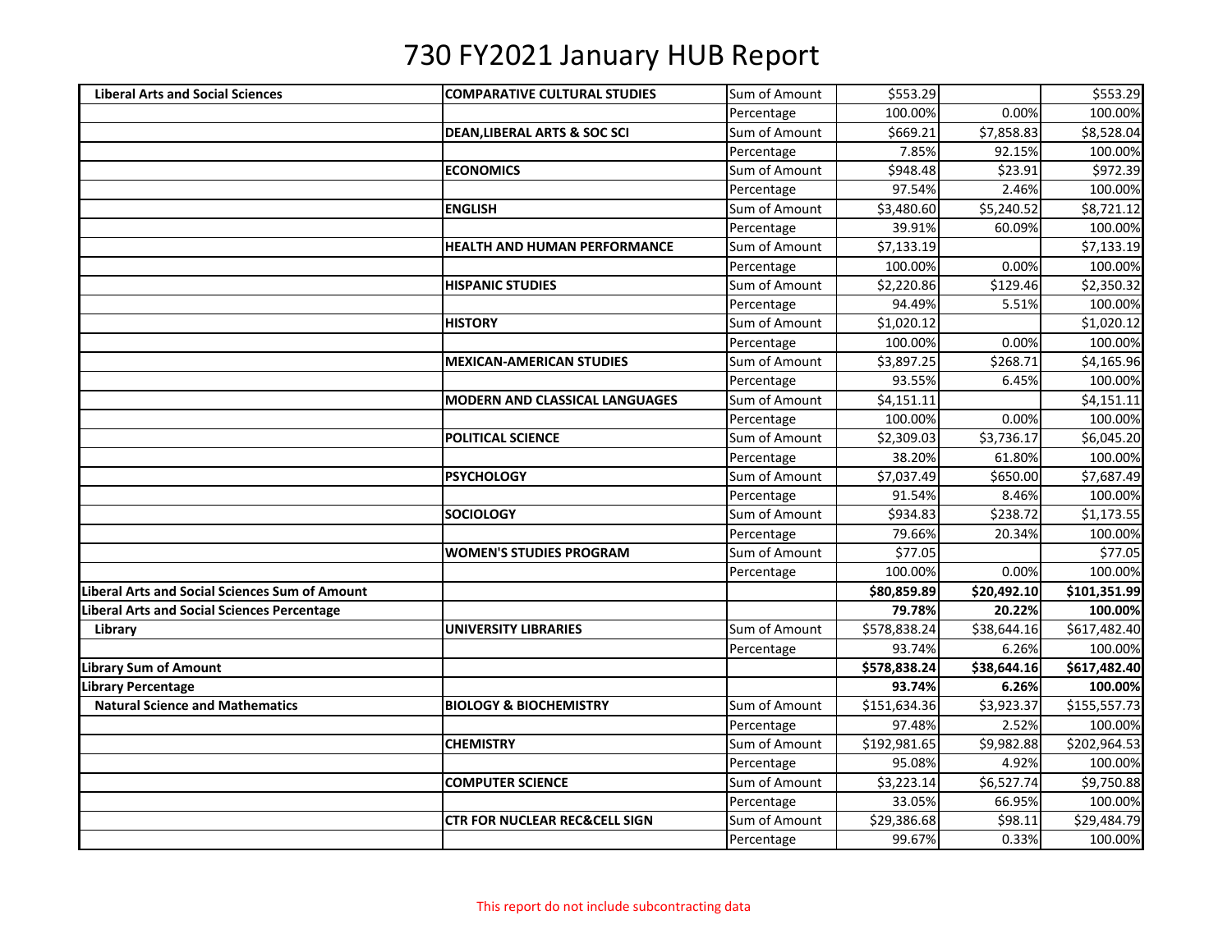# 730 FY2021 January HUB Report

| | | | | | |
|---|---|---|---|---|---|
| **Liberal Arts and Social Sciences** | **COMPARATIVE CULTURAL STUDIES** | Sum of Amount | $553.29 | | $553.29 |
| | | Percentage | 100.00% | 0.00% | 100.00% |
| | **DEAN,LIBERAL ARTS & SOC SCI** | Sum of Amount | $669.21 | $7,858.83 | $8,528.04 |
| | | Percentage | 7.85% | 92.15% | 100.00% |
| | **ECONOMICS** | Sum of Amount | $948.48 | $23.91 | $972.39 |
| | | Percentage | 97.54% | 2.46% | 100.00% |
| | **ENGLISH** | Sum of Amount | $3,480.60 | $5,240.52 | $8,721.12 |
| | | Percentage | 39.91% | 60.09% | 100.00% |
| | **HEALTH AND HUMAN PERFORMANCE** | Sum of Amount | $7,133.19 | | $7,133.19 |
| | | Percentage | 100.00% | 0.00% | 100.00% |
| | **HISPANIC STUDIES** | Sum of Amount | $2,220.86 | $129.46 | $2,350.32 |
| | | Percentage | 94.49% | 5.51% | 100.00% |
| | **HISTORY** | Sum of Amount | $1,020.12 | | $1,020.12 |
| | | Percentage | 100.00% | 0.00% | 100.00% |
| | **MEXICAN-AMERICAN STUDIES** | Sum of Amount | $3,897.25 | $268.71 | $4,165.96 |
| | | Percentage | 93.55% | 6.45% | 100.00% |
| | **MODERN AND CLASSICAL LANGUAGES** | Sum of Amount | $4,151.11 | | $4,151.11 |
| | | Percentage | 100.00% | 0.00% | 100.00% |
| | **POLITICAL SCIENCE** | Sum of Amount | $2,309.03 | $3,736.17 | $6,045.20 |
| | | Percentage | 38.20% | 61.80% | 100.00% |
| | **PSYCHOLOGY** | Sum of Amount | $7,037.49 | $650.00 | $7,687.49 |
| | | Percentage | 91.54% | 8.46% | 100.00% |
| | **SOCIOLOGY** | Sum of Amount | $934.83 | $238.72 | $1,173.55 |
| | | Percentage | 79.66% | 20.34% | 100.00% |
| | **WOMEN'S STUDIES PROGRAM** | Sum of Amount | $77.05 | | $77.05 |
| | | Percentage | 100.00% | 0.00% | 100.00% |
| **Liberal Arts and Social Sciences Sum of Amount** | | | **$80,859.89** | **$20,492.10** | **$101,351.99** |
| **Liberal Arts and Social Sciences Percentage** | | | **79.78%** | **20.22%** | **100.00%** |
| **Library** | **UNIVERSITY LIBRARIES** | Sum of Amount | $578,838.24 | $38,644.16 | $617,482.40 |
| | | Percentage | 93.74% | 6.26% | 100.00% |
| **Library Sum of Amount** | | | **$578,838.24** | **$38,644.16** | **$617,482.40** |
| **Library Percentage** | | | **93.74%** | **6.26%** | **100.00%** |
| **Natural Science and Mathematics** | **BIOLOGY & BIOCHEMISTRY** | Sum of Amount | $151,634.36 | $3,923.37 | $155,557.73 |
| | | Percentage | 97.48% | 2.52% | 100.00% |
| | **CHEMISTRY** | Sum of Amount | $192,981.65 | $9,982.88 | $202,964.53 |
| | | Percentage | 95.08% | 4.92% | 100.00% |
| | **COMPUTER SCIENCE** | Sum of Amount | $3,223.14 | $6,527.74 | $9,750.88 |
| | | Percentage | 33.05% | 66.95% | 100.00% |
| | **CTR FOR NUCLEAR REC&CELL SIGN** | Sum of Amount | $29,386.68 | $98.11 | $29,484.79 |
| | | Percentage | 99.67% | 0.33% | 100.00% |

This report do not include subcontracting data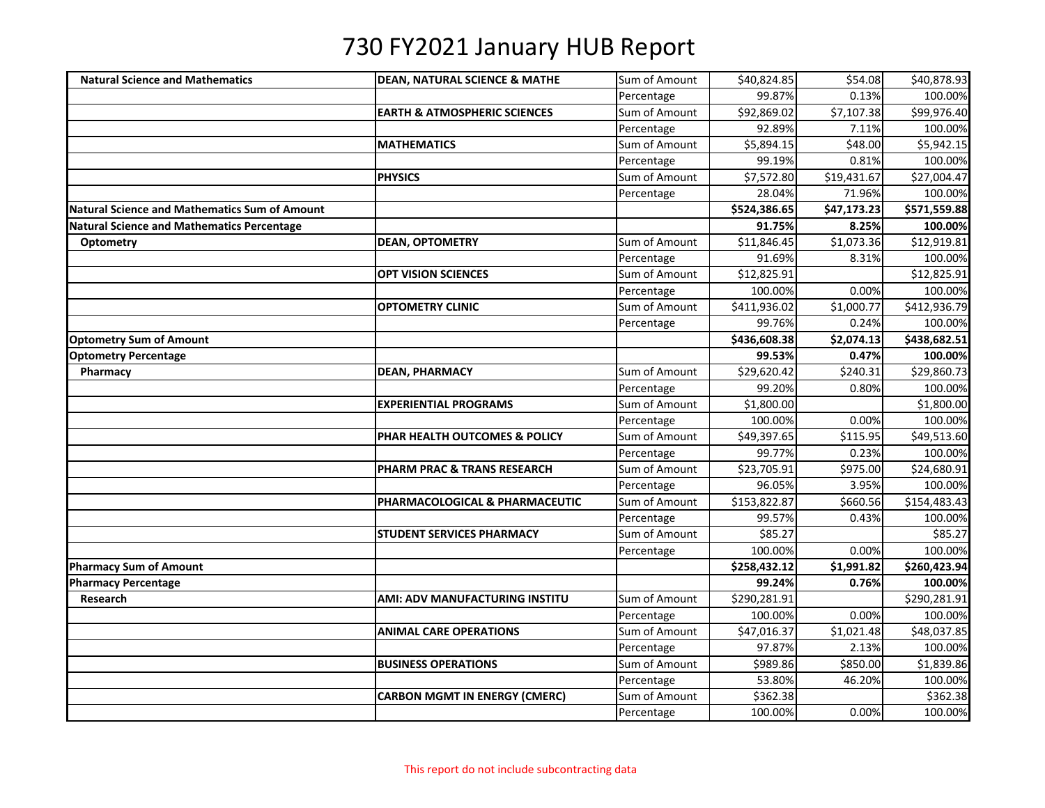# 730 FY2021 January HUB Report

| | | | | | |
|---|---|---|---|---|---|
| **Natural Science and Mathematics** | **DEAN, NATURAL SCIENCE & MATHE** | Sum of Amount | $40,824.85 | $54.08 | $40,878.93 |
| | | Percentage | 99.87% | 0.13% | 100.00% |
| | **EARTH & ATMOSPHERIC SCIENCES** | Sum of Amount | $92,869.02 | $7,107.38 | $99,976.40 |
| | | Percentage | 92.89% | 7.11% | 100.00% |
| | **MATHEMATICS** | Sum of Amount | $5,894.15 | $48.00 | $5,942.15 |
| | | Percentage | 99.19% | 0.81% | 100.00% |
| | **PHYSICS** | Sum of Amount | $7,572.80 | $19,431.67 | $27,004.47 |
| | | Percentage | 28.04% | 71.96% | 100.00% |
| **Natural Science and Mathematics Sum of Amount** | | | **$524,386.65** | **$47,173.23** | **$571,559.88** |
| **Natural Science and Mathematics Percentage** | | | **91.75%** | **8.25%** | **100.00%** |
| **Optometry** | **DEAN, OPTOMETRY** | Sum of Amount | $11,846.45 | $1,073.36 | $12,919.81 |
| | | Percentage | 91.69% | 8.31% | 100.00% |
| | **OPT VISION SCIENCES** | Sum of Amount | $12,825.91 | | $12,825.91 |
| | | Percentage | 100.00% | 0.00% | 100.00% |
| | **OPTOMETRY CLINIC** | Sum of Amount | $411,936.02 | $1,000.77 | $412,936.79 |
| | | Percentage | 99.76% | 0.24% | 100.00% |
| **Optometry Sum of Amount** | | | **$436,608.38** | **$2,074.13** | **$438,682.51** |
| **Optometry Percentage** | | | **99.53%** | **0.47%** | **100.00%** |
| **Pharmacy** | **DEAN, PHARMACY** | Sum of Amount | $29,620.42 | $240.31 | $29,860.73 |
| | | Percentage | 99.20% | 0.80% | 100.00% |
| | **EXPERIENTIAL PROGRAMS** | Sum of Amount | $1,800.00 | | $1,800.00 |
| | | Percentage | 100.00% | 0.00% | 100.00% |
| | **PHAR HEALTH OUTCOMES & POLICY** | Sum of Amount | $49,397.65 | $115.95 | $49,513.60 |
| | | Percentage | 99.77% | 0.23% | 100.00% |
| | **PHARM PRAC & TRANS RESEARCH** | Sum of Amount | $23,705.91 | $975.00 | $24,680.91 |
| | | Percentage | 96.05% | 3.95% | 100.00% |
| | **PHARMACOLOGICAL & PHARMACEUTIC** | Sum of Amount | $153,822.87 | $660.56 | $154,483.43 |
| | | Percentage | 99.57% | 0.43% | 100.00% |
| | **STUDENT SERVICES PHARMACY** | Sum of Amount | $85.27 | | $85.27 |
| | | Percentage | 100.00% | 0.00% | 100.00% |
| **Pharmacy Sum of Amount** | | | **$258,432.12** | **$1,991.82** | **$260,423.94** |
| **Pharmacy Percentage** | | | **99.24%** | **0.76%** | **100.00%** |
| **Research** | **AMI: ADV MANUFACTURING INSTITU** | Sum of Amount | $290,281.91 | | $290,281.91 |
| | | Percentage | 100.00% | 0.00% | 100.00% |
| | **ANIMAL CARE OPERATIONS** | Sum of Amount | $47,016.37 | $1,021.48 | $48,037.85 |
| | | Percentage | 97.87% | 2.13% | 100.00% |
| | **BUSINESS OPERATIONS** | Sum of Amount | $989.86 | $850.00 | $1,839.86 |
| | | Percentage | 53.80% | 46.20% | 100.00% |
| | **CARBON MGMT IN ENERGY (CMERC)** | Sum of Amount | $362.38 | | $362.38 |
| | | Percentage | 100.00% | 0.00% | 100.00% |

This report do not include subcontracting data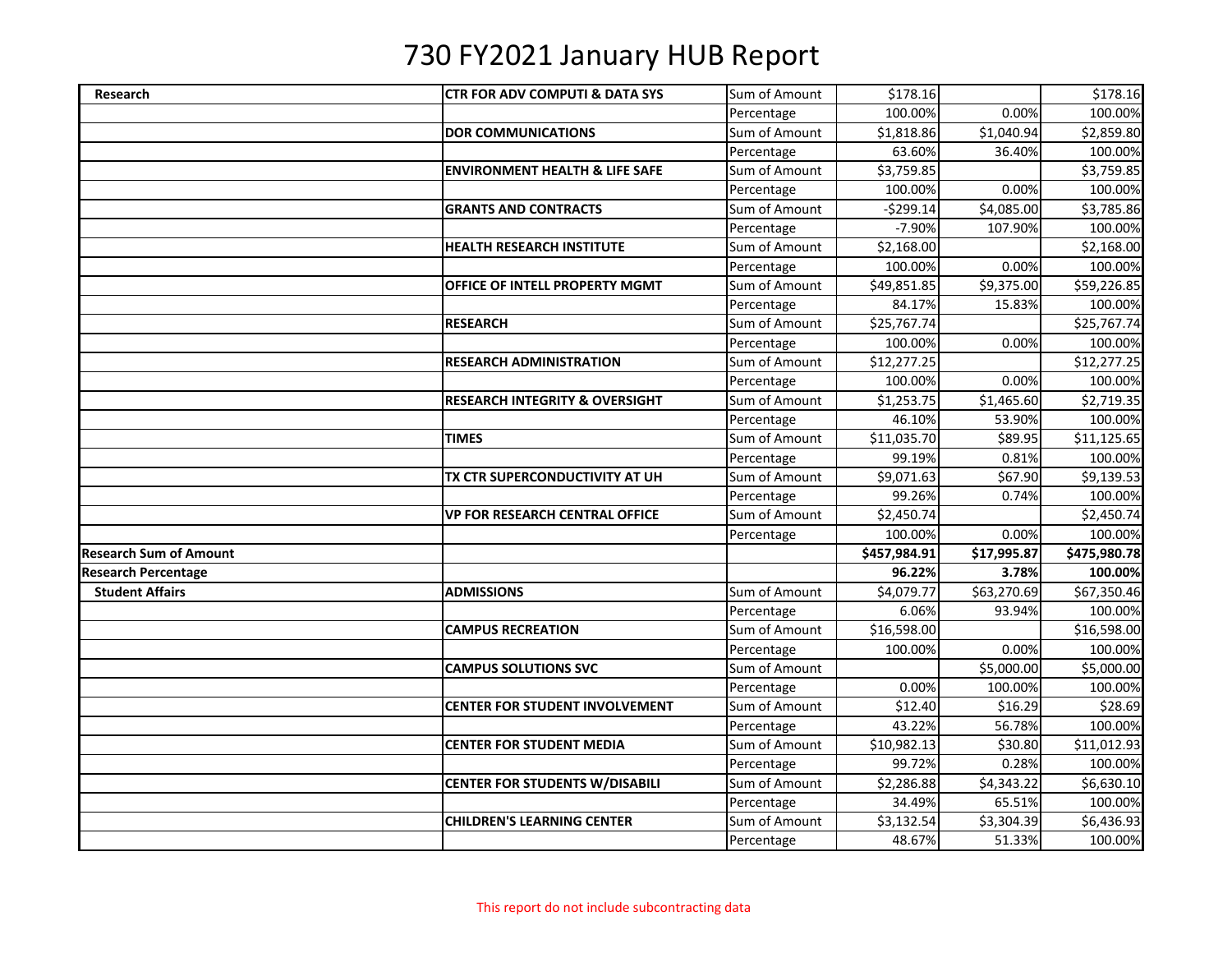# 730 FY2021 January HUB Report

| | | | | | |
|---|---|---|---|---|---|
| **Research** | **CTR FOR ADV COMPUTI & DATA SYS** | Sum of Amount | $178.16 | | $178.16 |
| | | Percentage | 100.00% | 0.00% | 100.00% |
| | **DOR COMMUNICATIONS** | Sum of Amount | $1,818.86 | $1,040.94 | $2,859.80 |
| | | Percentage | 63.60% | 36.40% | 100.00% |
| | **ENVIRONMENT HEALTH & LIFE SAFE** | Sum of Amount | $3,759.85 | | $3,759.85 |
| | | Percentage | 100.00% | 0.00% | 100.00% |
| | **GRANTS AND CONTRACTS** | Sum of Amount | -$299.14 | $4,085.00 | $3,785.86 |
| | | Percentage | -7.90% | 107.90% | 100.00% |
| | **HEALTH RESEARCH INSTITUTE** | Sum of Amount | $2,168.00 | | $2,168.00 |
| | | Percentage | 100.00% | 0.00% | 100.00% |
| | **OFFICE OF INTELL PROPERTY MGMT** | Sum of Amount | $49,851.85 | $9,375.00 | $59,226.85 |
| | | Percentage | 84.17% | 15.83% | 100.00% |
| | **RESEARCH** | Sum of Amount | $25,767.74 | | $25,767.74 |
| | | Percentage | 100.00% | 0.00% | 100.00% |
| | **RESEARCH ADMINISTRATION** | Sum of Amount | $12,277.25 | | $12,277.25 |
| | | Percentage | 100.00% | 0.00% | 100.00% |
| | **RESEARCH INTEGRITY & OVERSIGHT** | Sum of Amount | $1,253.75 | $1,465.60 | $2,719.35 |
| | | Percentage | 46.10% | 53.90% | 100.00% |
| | **TIMES** | Sum of Amount | $11,035.70 | $89.95 | $11,125.65 |
| | | Percentage | 99.19% | 0.81% | 100.00% |
| | **TX CTR SUPERCONDUCTIVITY AT UH** | Sum of Amount | $9,071.63 | $67.90 | $9,139.53 |
| | | Percentage | 99.26% | 0.74% | 100.00% |
| | **VP FOR RESEARCH CENTRAL OFFICE** | Sum of Amount | $2,450.74 | | $2,450.74 |
| | | Percentage | 100.00% | 0.00% | 100.00% |
| **Research Sum of Amount** | | | **$457,984.91** | **$17,995.87** | **$475,980.78** |
| **Research Percentage** | | | **96.22%** | **3.78%** | **100.00%** |
| **Student Affairs** | **ADMISSIONS** | Sum of Amount | $4,079.77 | $63,270.69 | $67,350.46 |
| | | Percentage | 6.06% | 93.94% | 100.00% |
| | **CAMPUS RECREATION** | Sum of Amount | $16,598.00 | | $16,598.00 |
| | | Percentage | 100.00% | 0.00% | 100.00% |
| | **CAMPUS SOLUTIONS SVC** | Sum of Amount | | $5,000.00 | $5,000.00 |
| | | Percentage | 0.00% | 100.00% | 100.00% |
| | **CENTER FOR STUDENT INVOLVEMENT** | Sum of Amount | $12.40 | $16.29 | $28.69 |
| | | Percentage | 43.22% | 56.78% | 100.00% |
| | **CENTER FOR STUDENT MEDIA** | Sum of Amount | $10,982.13 | $30.80 | $11,012.93 |
| | | Percentage | 99.72% | 0.28% | 100.00% |
| | **CENTER FOR STUDENTS W/DISABILI** | Sum of Amount | $2,286.88 | $4,343.22 | $6,630.10 |
| | | Percentage | 34.49% | 65.51% | 100.00% |
| | **CHILDREN'S LEARNING CENTER** | Sum of Amount | $3,132.54 | $3,304.39 | $6,436.93 |
| | | Percentage | 48.67% | 51.33% | 100.00% |

This report do not include subcontracting data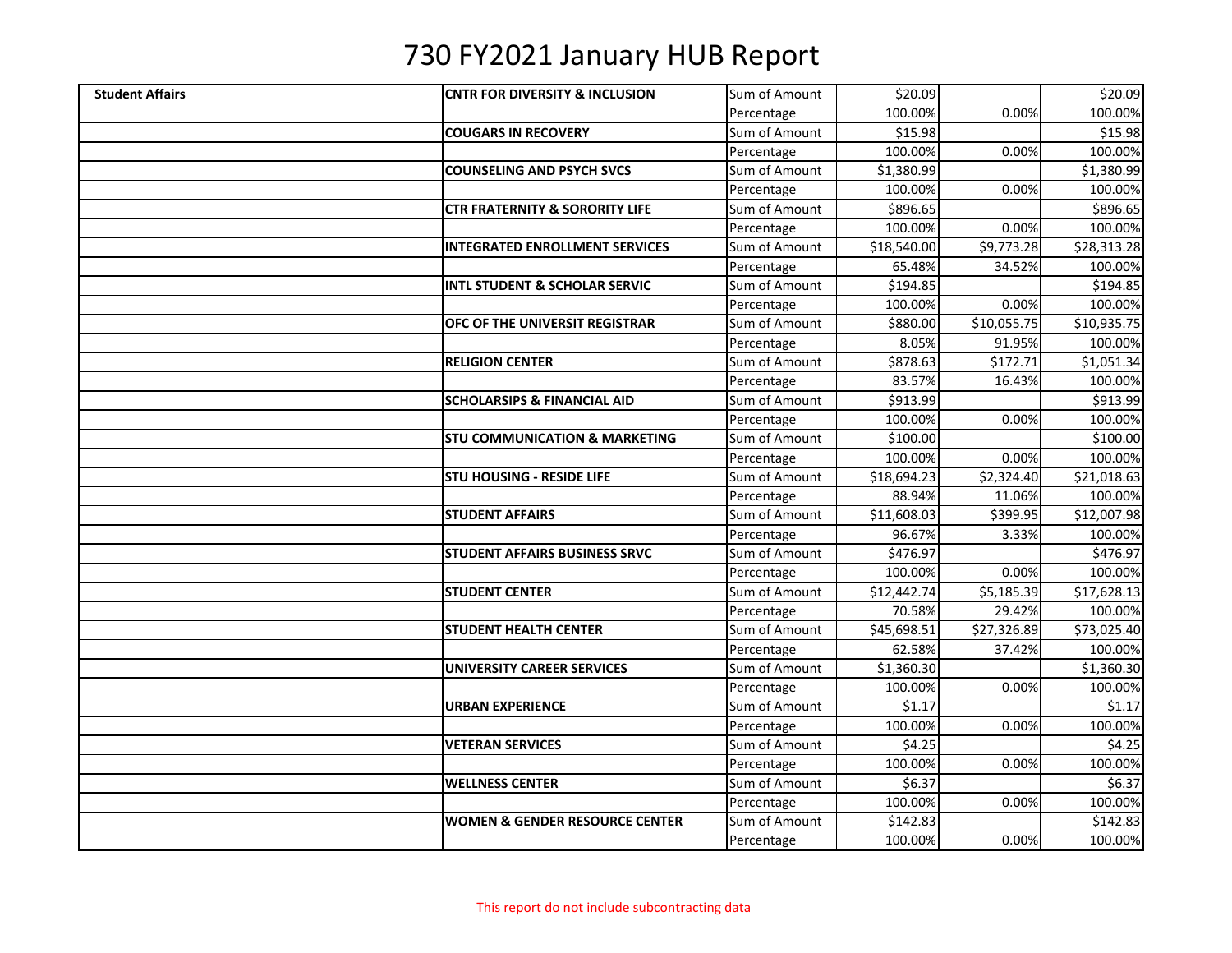# 730 FY2021 January HUB Report

| | | | | | |
|---|---|---|---|---|---|
| **Student Affairs** | **CNTR FOR DIVERSITY & INCLUSION** | Sum of Amount | $20.09 | | $20.09 |
| | | Percentage | 100.00% | 0.00% | 100.00% |
| | **COUGARS IN RECOVERY** | Sum of Amount | $15.98 | | $15.98 |
| | | Percentage | 100.00% | 0.00% | 100.00% |
| | **COUNSELING AND PSYCH SVCS** | Sum of Amount | $1,380.99 | | $1,380.99 |
| | | Percentage | 100.00% | 0.00% | 100.00% |
| | **CTR FRATERNITY & SORORITY LIFE** | Sum of Amount | $896.65 | | $896.65 |
| | | Percentage | 100.00% | 0.00% | 100.00% |
| | **INTEGRATED ENROLLMENT SERVICES** | Sum of Amount | $18,540.00 | $9,773.28 | $28,313.28 |
| | | Percentage | 65.48% | 34.52% | 100.00% |
| | **INTL STUDENT & SCHOLAR SERVIC** | Sum of Amount | $194.85 | | $194.85 |
| | | Percentage | 100.00% | 0.00% | 100.00% |
| | **OFC OF THE UNIVERSIT REGISTRAR** | Sum of Amount | $880.00 | $10,055.75 | $10,935.75 |
| | | Percentage | 8.05% | 91.95% | 100.00% |
| | **RELIGION CENTER** | Sum of Amount | $878.63 | $172.71 | $1,051.34 |
| | | Percentage | 83.57% | 16.43% | 100.00% |
| | **SCHOLARSIPS & FINANCIAL AID** | Sum of Amount | $913.99 | | $913.99 |
| | | Percentage | 100.00% | 0.00% | 100.00% |
| | **STU COMMUNICATION & MARKETING** | Sum of Amount | $100.00 | | $100.00 |
| | | Percentage | 100.00% | 0.00% | 100.00% |
| | **STU HOUSING - RESIDE LIFE** | Sum of Amount | $18,694.23 | $2,324.40 | $21,018.63 |
| | | Percentage | 88.94% | 11.06% | 100.00% |
| | **STUDENT AFFAIRS** | Sum of Amount | $11,608.03 | $399.95 | $12,007.98 |
| | | Percentage | 96.67% | 3.33% | 100.00% |
| | **STUDENT AFFAIRS BUSINESS SRVC** | Sum of Amount | $476.97 | | $476.97 |
| | | Percentage | 100.00% | 0.00% | 100.00% |
| | **STUDENT CENTER** | Sum of Amount | $12,442.74 | $5,185.39 | $17,628.13 |
| | | Percentage | 70.58% | 29.42% | 100.00% |
| | **STUDENT HEALTH CENTER** | Sum of Amount | $45,698.51 | $27,326.89 | $73,025.40 |
| | | Percentage | 62.58% | 37.42% | 100.00% |
| | **UNIVERSITY CAREER SERVICES** | Sum of Amount | $1,360.30 | | $1,360.30 |
| | | Percentage | 100.00% | 0.00% | 100.00% |
| | **URBAN EXPERIENCE** | Sum of Amount | $1.17 | | $1.17 |
| | | Percentage | 100.00% | 0.00% | 100.00% |
| | **VETERAN SERVICES** | Sum of Amount | $4.25 | | $4.25 |
| | | Percentage | 100.00% | 0.00% | 100.00% |
| | **WELLNESS CENTER** | Sum of Amount | $6.37 | | $6.37 |
| | | Percentage | 100.00% | 0.00% | 100.00% |
| | **WOMEN & GENDER RESOURCE CENTER** | Sum of Amount | $142.83 | | $142.83 |
| | | Percentage | 100.00% | 0.00% | 100.00% |

This report do not include subcontracting data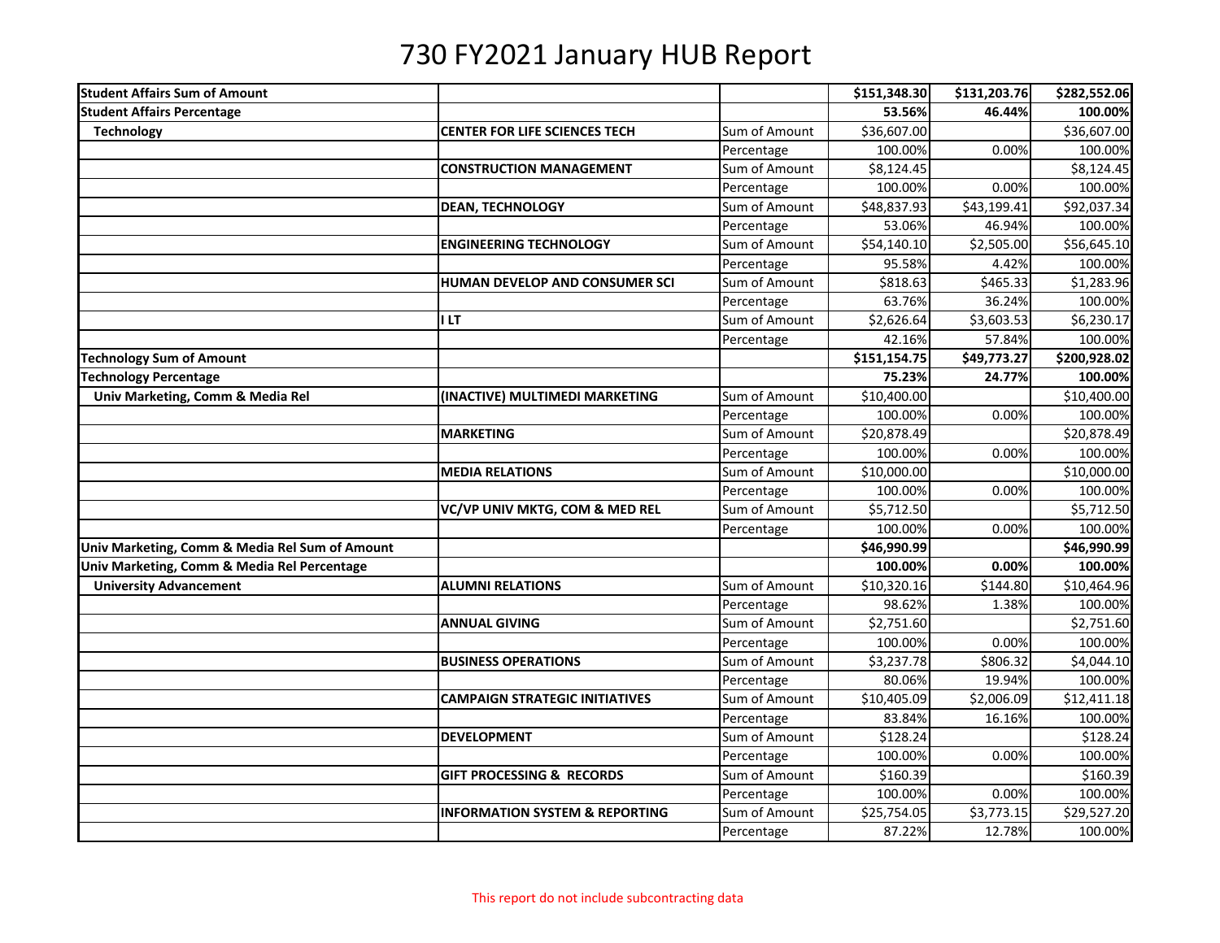# 730 FY2021 January HUB Report

| | | | | | |
|---|---|---|---|---|---|
| **Student Affairs Sum of Amount** | | | **$151,348.30** | **$131,203.76** | **$282,552.06** |
| **Student Affairs Percentage** | | | **53.56%** | **46.44%** | **100.00%** |
| **Technology** | **CENTER FOR LIFE SCIENCES TECH** | Sum of Amount | $36,607.00 | | $36,607.00 |
| | | Percentage | 100.00% | 0.00% | 100.00% |
| | **CONSTRUCTION MANAGEMENT** | Sum of Amount | $8,124.45 | | $8,124.45 |
| | | Percentage | 100.00% | 0.00% | 100.00% |
| | **DEAN, TECHNOLOGY** | Sum of Amount | $48,837.93 | $43,199.41 | $92,037.34 |
| | | Percentage | 53.06% | 46.94% | 100.00% |
| | **ENGINEERING TECHNOLOGY** | Sum of Amount | $54,140.10 | $2,505.00 | $56,645.10 |
| | | Percentage | 95.58% | 4.42% | 100.00% |
| | **HUMAN DEVELOP AND CONSUMER SCI** | Sum of Amount | $818.63 | $465.33 | $1,283.96 |
| | | Percentage | 63.76% | 36.24% | 100.00% |
| | **I LT** | Sum of Amount | $2,626.64 | $3,603.53 | $6,230.17 |
| | | Percentage | 42.16% | 57.84% | 100.00% |
| **Technology Sum of Amount** | | | **$151,154.75** | **$49,773.27** | **$200,928.02** |
| **Technology Percentage** | | | **75.23%** | **24.77%** | **100.00%** |
| **Univ Marketing, Comm & Media Rel** | **(INACTIVE) MULTIMEDI MARKETING** | Sum of Amount | $10,400.00 | | $10,400.00 |
| | | Percentage | 100.00% | 0.00% | 100.00% |
| | **MARKETING** | Sum of Amount | $20,878.49 | | $20,878.49 |
| | | Percentage | 100.00% | 0.00% | 100.00% |
| | **MEDIA RELATIONS** | Sum of Amount | $10,000.00 | | $10,000.00 |
| | | Percentage | 100.00% | 0.00% | 100.00% |
| | **VC/VP UNIV MKTG, COM & MED REL** | Sum of Amount | $5,712.50 | | $5,712.50 |
| | | Percentage | 100.00% | 0.00% | 100.00% |
| **Univ Marketing, Comm & Media Rel Sum of Amount** | | | **$46,990.99** | | **$46,990.99** |
| **Univ Marketing, Comm & Media Rel Percentage** | | | **100.00%** | **0.00%** | **100.00%** |
| **University Advancement** | **ALUMNI RELATIONS** | Sum of Amount | $10,320.16 | $144.80 | $10,464.96 |
| | | Percentage | 98.62% | 1.38% | 100.00% |
| | **ANNUAL GIVING** | Sum of Amount | $2,751.60 | | $2,751.60 |
| | | Percentage | 100.00% | 0.00% | 100.00% |
| | **BUSINESS OPERATIONS** | Sum of Amount | $3,237.78 | $806.32 | $4,044.10 |
| | | Percentage | 80.06% | 19.94% | 100.00% |
| | **CAMPAIGN STRATEGIC INITIATIVES** | Sum of Amount | $10,405.09 | $2,006.09 | $12,411.18 |
| | | Percentage | 83.84% | 16.16% | 100.00% |
| | **DEVELOPMENT** | Sum of Amount | $128.24 | | $128.24 |
| | | Percentage | 100.00% | 0.00% | 100.00% |
| | **GIFT PROCESSING & RECORDS** | Sum of Amount | $160.39 | | $160.39 |
| | | Percentage | 100.00% | 0.00% | 100.00% |
| | **INFORMATION SYSTEM & REPORTING** | Sum of Amount | $25,754.05 | $3,773.15 | $29,527.20 |
| | | Percentage | 87.22% | 12.78% | 100.00% |

This report do not include subcontracting data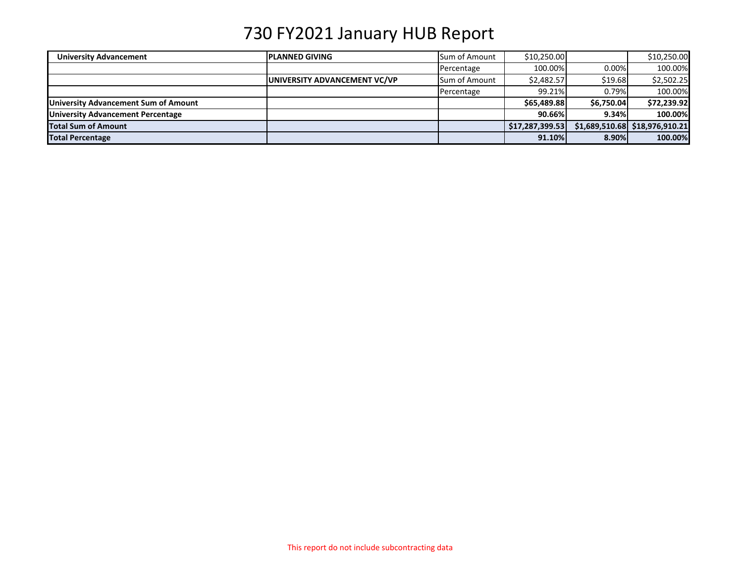# 730 FY2021 January HUB Report

| | | | | | |
|---|---|---|---|---|---|
| **University Advancement** | **PLANNED GIVING** | Sum of Amount | $10,250.00 | | $10,250.00 |
| | | Percentage | 100.00% | 0.00% | 100.00% |
| | **UNIVERSITY ADVANCEMENT VC/VP** | Sum of Amount | $2,482.57 | $19.68 | $2,502.25 |
| | | Percentage | 99.21% | 0.79% | 100.00% |
| **University Advancement Sum of Amount** | | | **$65,489.88** | **$6,750.04** | **$72,239.92** |
| **University Advancement Percentage** | | | **90.66%** | **9.34%** | **100.00%** |
| **Total Sum of Amount** | | | **$17,287,399.53** | **$1,689,510.68** | **$18,976,910.21** |
| **Total Percentage** | | | **91.10%** | **8.90%** | **100.00%** |

This report do not include subcontracting data